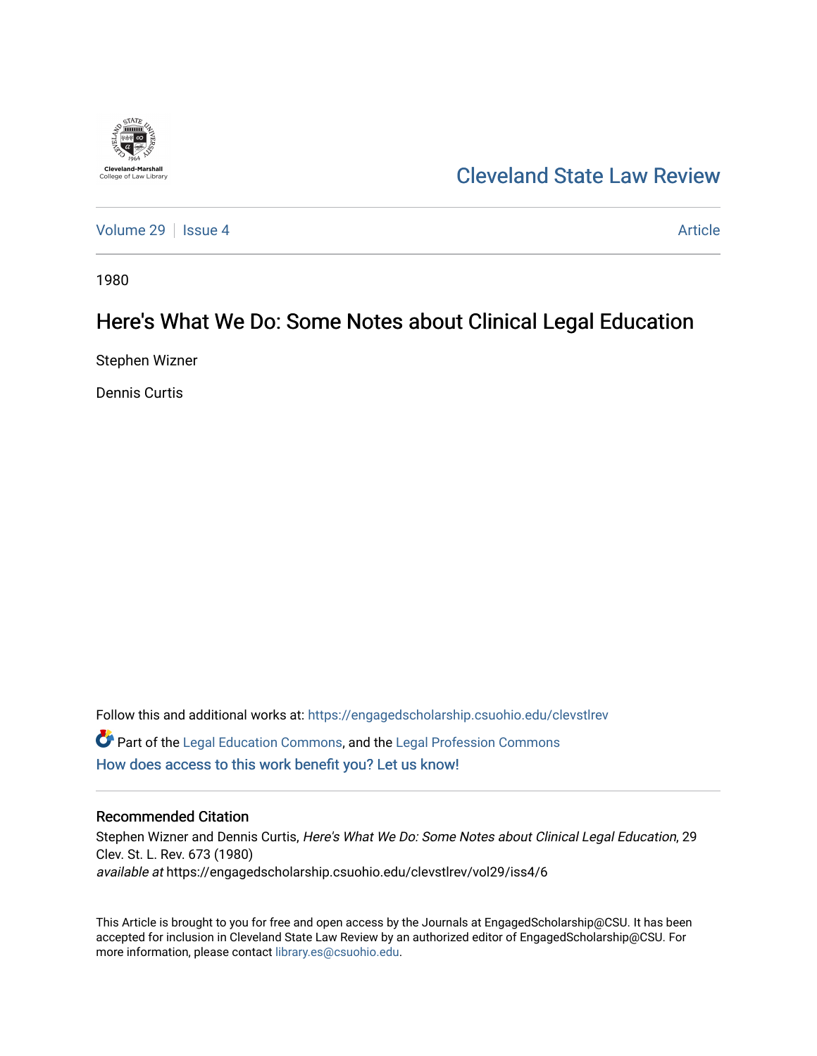Cleveland State Law Review

Volume 29 | Issue 4 | Article

1980

# Here's What We Do: Some Notes about Clinical Legal Education

Stephen Wizner

Dennis Curtis

Follow this and additional works at: https://engagedscholarship.csuohio.edu/clevstlrev

Part of the Legal Education Commons, and the Legal Profession Commons

How does access to this work benefit you? Let us know!

## Recommended Citation

Stephen Wizner and Dennis Curtis, *Here's What We Do: Some Notes about Clinical Legal Education*, 29 Clev. St. L. Rev. 673 (1980)

*available at* https://engagedscholarship.csuohio.edu/clevstlrev/vol29/iss4/6

This Article is brought to you for free and open access by the Journals at EngagedScholarship@CSU. It has been accepted for inclusion in Cleveland State Law Review by an authorized editor of EngagedScholarship@CSU. For more information, please contact library.es@csuohio.edu.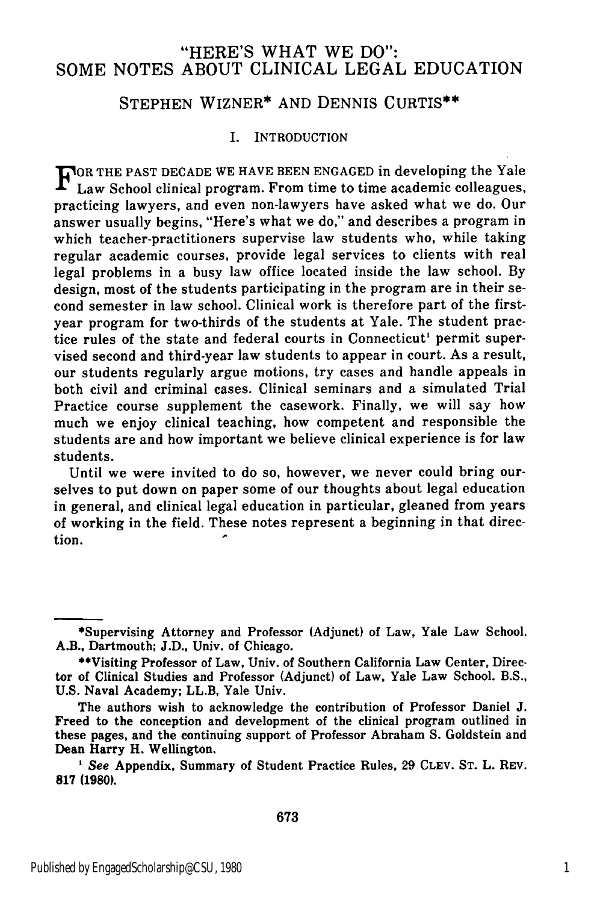# "HERE'S WHAT WE DO": SOME NOTES ABOUT CLINICAL LEGAL EDUCATION

STEPHEN WIZNER* AND DENNIS CURTIS**

## I. INTRODUCTION

FOR THE PAST DECADE WE HAVE BEEN ENGAGED in developing the Yale Law School clinical program. From time to time academic colleagues, practicing lawyers, and even non-lawyers have asked what we do. Our answer usually begins, "Here's what we do," and describes a program in which teacher-practitioners supervise law students who, while taking regular academic courses, provide legal services to clients with real legal problems in a busy law office located inside the law school. By design, most of the students participating in the program are in their second semester in law school. Clinical work is therefore part of the first-year program for two-thirds of the students at Yale. The student practice rules of the state and federal courts in Connecticut[1] permit supervised second and third-year law students to appear in court. As a result, our students regularly argue motions, try cases and handle appeals in both civil and criminal cases. Clinical seminars and a simulated Trial Practice course supplement the casework. Finally, we will say how much we enjoy clinical teaching, how competent and responsible the students are and how important we believe clinical experience is for law students.

Until we were invited to do so, however, we never could bring ourselves to put down on paper some of our thoughts about legal education in general, and clinical legal education in particular, gleaned from years of working in the field. These notes represent a beginning in that direction.

---

*Supervising Attorney and Professor (Adjunct) of Law, Yale Law School. A.B., Dartmouth; J.D., Univ. of Chicago.

**Visiting Professor of Law, Univ. of Southern California Law Center, Director of Clinical Studies and Professor (Adjunct) of Law, Yale Law School. B.S., U.S. Naval Academy; LL.B, Yale Univ.

The authors wish to acknowledge the contribution of Professor Daniel J. Freed to the conception and development of the clinical program outlined in these pages, and the continuing support of Professor Abraham S. Goldstein and Dean Harry H. Wellington.

[1] *See* Appendix, Summary of Student Practice Rules, 29 CLEV. ST. L. REV. 817 (1980).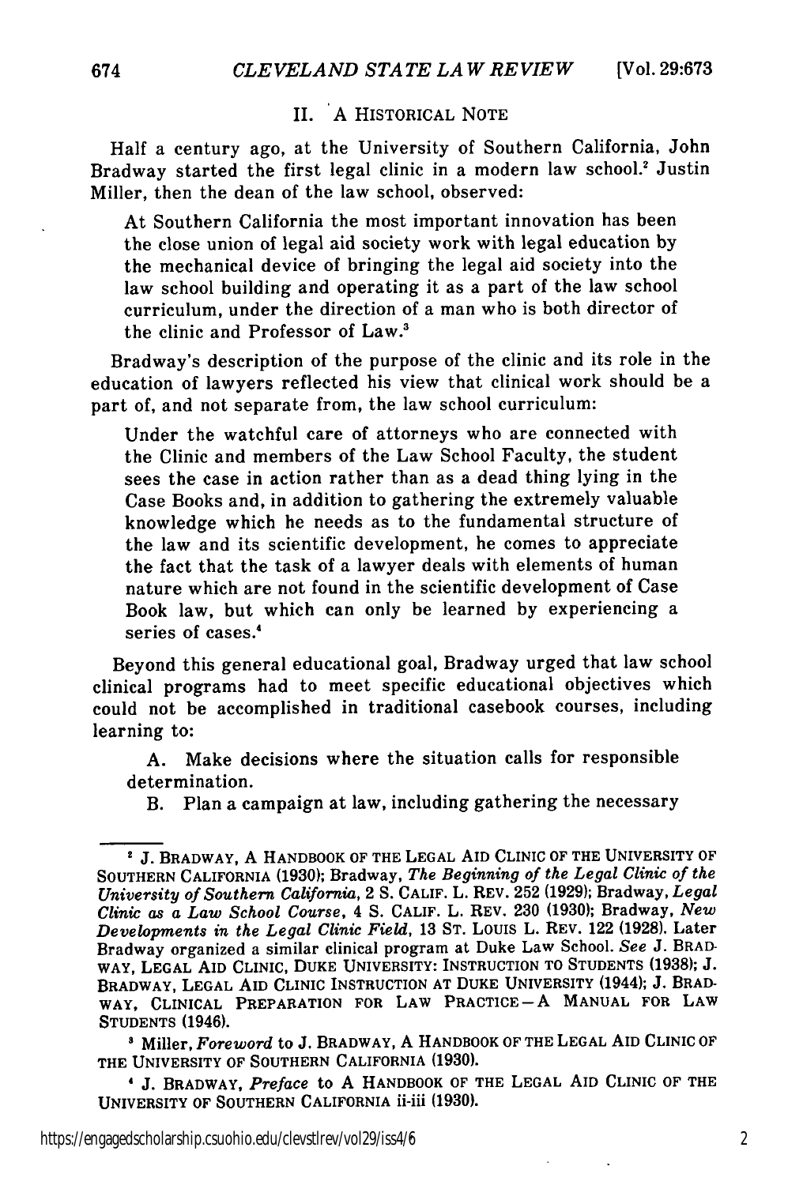## II. A HISTORICAL NOTE

Half a century ago, at the University of Southern California, John Bradway started the first legal clinic in a modern law school.[2] Justin Miller, then the dean of the law school, observed:

> At Southern California the most important innovation has been the close union of legal aid society work with legal education by the mechanical device of bringing the legal aid society into the law school building and operating it as a part of the law school curriculum, under the direction of a man who is both director of the clinic and Professor of Law.[3]

Bradway's description of the purpose of the clinic and its role in the education of lawyers reflected his view that clinical work should be a part of, and not separate from, the law school curriculum:

> Under the watchful care of attorneys who are connected with the Clinic and members of the Law School Faculty, the student sees the case in action rather than as a dead thing lying in the Case Books and, in addition to gathering the extremely valuable knowledge which he needs as to the fundamental structure of the law and its scientific development, he comes to appreciate the fact that the task of a lawyer deals with elements of human nature which are not found in the scientific development of Case Book law, but which can only be learned by experiencing a series of cases.[4]

Beyond this general educational goal, Bradway urged that law school clinical programs had to meet specific educational objectives which could not be accomplished in traditional casebook courses, including learning to:

> A. Make decisions where the situation calls for responsible determination.
>
> B. Plan a campaign at law, including gathering the necessary

---

[2] J. BRADWAY, A HANDBOOK OF THE LEGAL AID CLINIC OF THE UNIVERSITY OF SOUTHERN CALIFORNIA (1930); Bradway, *The Beginning of the Legal Clinic of the University of Southern California*, 2 S. CALIF. L. REV. 252 (1929); Bradway, *Legal Clinic as a Law School Course*, 4 S. CALIF. L. REV. 230 (1930); Bradway, *New Developments in the Legal Clinic Field*, 13 ST. LOUIS L. REV. 122 (1928). Later Bradway organized a similar clinical program at Duke Law School. *See* J. BRADWAY, LEGAL AID CLINIC, DUKE UNIVERSITY: INSTRUCTION TO STUDENTS (1938); J. BRADWAY, LEGAL AID CLINIC INSTRUCTION AT DUKE UNIVERSITY (1944); J. BRADWAY, CLINICAL PREPARATION FOR LAW PRACTICE—A MANUAL FOR LAW STUDENTS (1946).

[3] Miller, *Foreword* to J. BRADWAY, A HANDBOOK OF THE LEGAL AID CLINIC OF THE UNIVERSITY OF SOUTHERN CALIFORNIA (1930).

[4] J. BRADWAY, *Preface* to A HANDBOOK OF THE LEGAL AID CLINIC OF THE UNIVERSITY OF SOUTHERN CALIFORNIA ii-iii (1930).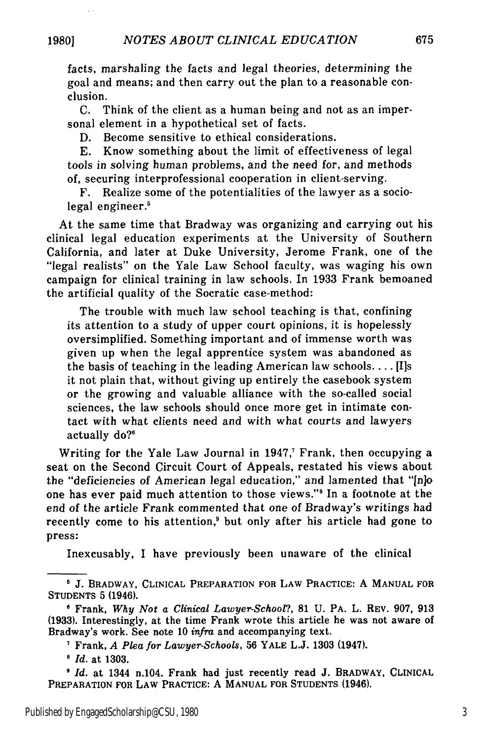facts, marshaling the facts and legal theories, determining the goal and means; and then carry out the plan to a reasonable conclusion.

C. Think of the client as a human being and not as an impersonal element in a hypothetical set of facts.

D. Become sensitive to ethical considerations.

E. Know something about the limit of effectiveness of legal tools in solving human problems, and the need for, and methods of, securing interprofessional cooperation in client-serving.

F. Realize some of the potentialities of the lawyer as a sociolegal engineer.[5]

At the same time that Bradway was organizing and carrying out his clinical legal education experiments at the University of Southern California, and later at Duke University, Jerome Frank, one of the "legal realists" on the Yale Law School faculty, was waging his own campaign for clinical training in law schools. In 1933 Frank bemoaned the artificial quality of the Socratic case-method:

> The trouble with much law school teaching is that, confining its attention to a study of upper court opinions, it is hopelessly oversimplified. Something important and of immense worth was given up when the legal apprentice system was abandoned as the basis of teaching in the leading American law schools. . . . [I]s it not plain that, without giving up entirely the casebook system or the growing and valuable alliance with the so-called social sciences, the law schools should once more get in intimate contact with what clients need and with what courts and lawyers actually do?[6]

Writing for the Yale Law Journal in 1947,[7] Frank, then occupying a seat on the Second Circuit Court of Appeals, restated his views about the "deficiencies of American legal education," and lamented that "[n]o one has ever paid much attention to those views."[8] In a footnote at the end of the article Frank commented that one of Bradway's writings had recently come to his attention,[9] but only after his article had gone to press:

> Inexcusably, I have previously been unaware of the clinical

---

[5] J. BRADWAY, CLINICAL PREPARATION FOR LAW PRACTICE: A MANUAL FOR STUDENTS 5 (1946).

[6] Frank, *Why Not a Clinical Lawyer-School?*, 81 U. PA. L. REV. 907, 913 (1933). Interestingly, at the time Frank wrote this article he was not aware of Bradway's work. See note 10 *infra* and accompanying text.

[7] Frank, *A Plea for Lawyer-Schools*, 56 YALE L.J. 1303 (1947).

[8] *Id.* at 1303.

[9] *Id.* at 1344 n.104. Frank had just recently read J. BRADWAY, CLINICAL PREPARATION FOR LAW PRACTICE: A MANUAL FOR STUDENTS (1946).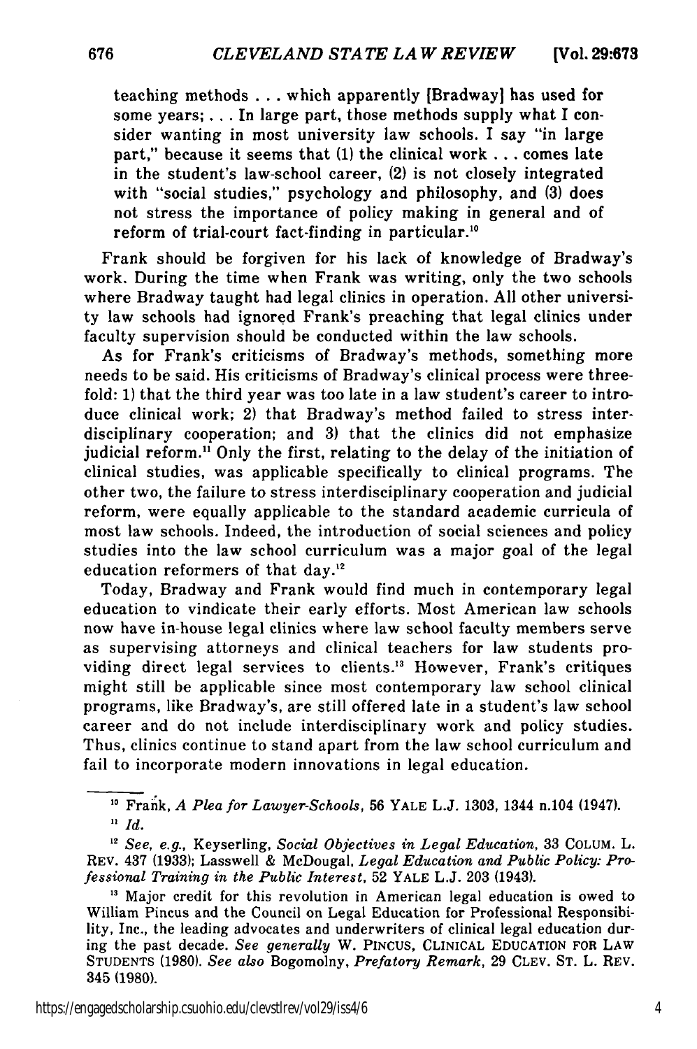teaching methods . . . which apparently [Bradway] has used for some years; . . . In large part, those methods supply what I consider wanting in most university law schools. I say "in large part," because it seems that (1) the clinical work . . . comes late in the student's law-school career, (2) is not closely integrated with "social studies," psychology and philosophy, and (3) does not stress the importance of policy making in general and of reform of trial-court fact-finding in particular.[10]

Frank should be forgiven for his lack of knowledge of Bradway's work. During the time when Frank was writing, only the two schools where Bradway taught had legal clinics in operation. All other university law schools had ignored Frank's preaching that legal clinics under faculty supervision should be conducted within the law schools.

As for Frank's criticisms of Bradway's methods, something more needs to be said. His criticisms of Bradway's clinical process were threefold: 1) that the third year was too late in a law student's career to introduce clinical work; 2) that Bradway's method failed to stress interdisciplinary cooperation; and 3) that the clinics did not emphasize judicial reform.[11] Only the first, relating to the delay of the initiation of clinical studies, was applicable specifically to clinical programs. The other two, the failure to stress interdisciplinary cooperation and judicial reform, were equally applicable to the standard academic curricula of most law schools. Indeed, the introduction of social sciences and policy studies into the law school curriculum was a major goal of the legal education reformers of that day.[12]

Today, Bradway and Frank would find much in contemporary legal education to vindicate their early efforts. Most American law schools now have in-house legal clinics where law school faculty members serve as supervising attorneys and clinical teachers for law students providing direct legal services to clients.[13] However, Frank's critiques might still be applicable since most contemporary law school clinical programs, like Bradway's, are still offered late in a student's law school career and do not include interdisciplinary work and policy studies. Thus, clinics continue to stand apart from the law school curriculum and fail to incorporate modern innovations in legal education.

---

[10] Frank, *A Plea for Lawyer-Schools*, 56 YALE L.J. 1303, 1344 n.104 (1947).

[11] *Id.*

[12] *See, e.g.*, Keyserling, *Social Objectives in Legal Education*, 33 COLUM. L. REV. 437 (1933); Lasswell & McDougal, *Legal Education and Public Policy: Professional Training in the Public Interest*, 52 YALE L.J. 203 (1943).

[13] Major credit for this revolution in American legal education is owed to William Pincus and the Council on Legal Education for Professional Responsibility, Inc., the leading advocates and underwriters of clinical legal education during the past decade. *See generally* W. PINCUS, CLINICAL EDUCATION FOR LAW STUDENTS (1980). *See also* Bogomolny, *Prefatory Remark*, 29 CLEV. ST. L. REV. 345 (1980).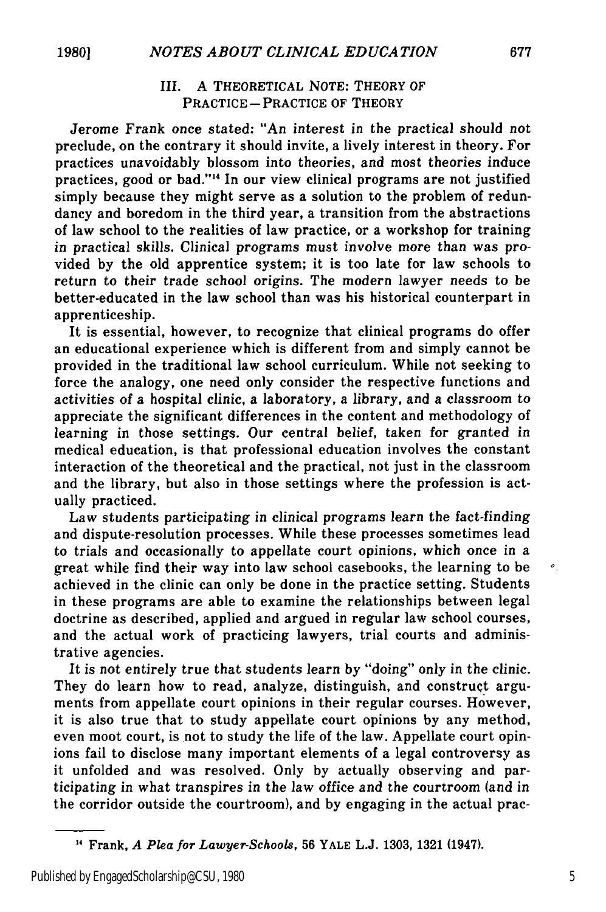### III. A Theoretical Note: Theory of Practice—Practice of Theory

Jerome Frank once stated: "An interest in the practical should not preclude, on the contrary it should invite, a lively interest in theory. For practices unavoidably blossom into theories, and most theories induce practices, good or bad."[14] In our view clinical programs are not justified simply because they might serve as a solution to the problem of redundancy and boredom in the third year, a transition from the abstractions of law school to the realities of law practice, or a workshop for training in practical skills. Clinical programs must involve more than was provided by the old apprentice system; it is too late for law schools to return to their trade school origins. The modern lawyer needs to be better-educated in the law school than was his historical counterpart in apprenticeship.

It is essential, however, to recognize that clinical programs do offer an educational experience which is different from and simply cannot be provided in the traditional law school curriculum. While not seeking to force the analogy, one need only consider the respective functions and activities of a hospital clinic, a laboratory, a library, and a classroom to appreciate the significant differences in the content and methodology of learning in those settings. Our central belief, taken for granted in medical education, is that professional education involves the constant interaction of the theoretical and the practical, not just in the classroom and the library, but also in those settings where the profession is actually practiced.

Law students participating in clinical programs learn the fact-finding and dispute-resolution processes. While these processes sometimes lead to trials and occasionally to appellate court opinions, which once in a great while find their way into law school casebooks, the learning to be achieved in the clinic can only be done in the practice setting. Students in these programs are able to examine the relationships between legal doctrine as described, applied and argued in regular law school courses, and the actual work of practicing lawyers, trial courts and administrative agencies.

It is not entirely true that students learn by "doing" only in the clinic. They do learn how to read, analyze, distinguish, and construct arguments from appellate court opinions in their regular courses. However, it is also true that to study appellate court opinions by any method, even moot court, is not to study the life of the law. Appellate court opinions fail to disclose many important elements of a legal controversy as it unfolded and was resolved. Only by actually observing and participating in what transpires in the law office and the courtroom (and in the corridor outside the courtroom), and by engaging in the actual prac-

---

[14] Frank, *A Plea for Lawyer-Schools*, 56 Yale L.J. 1303, 1321 (1947).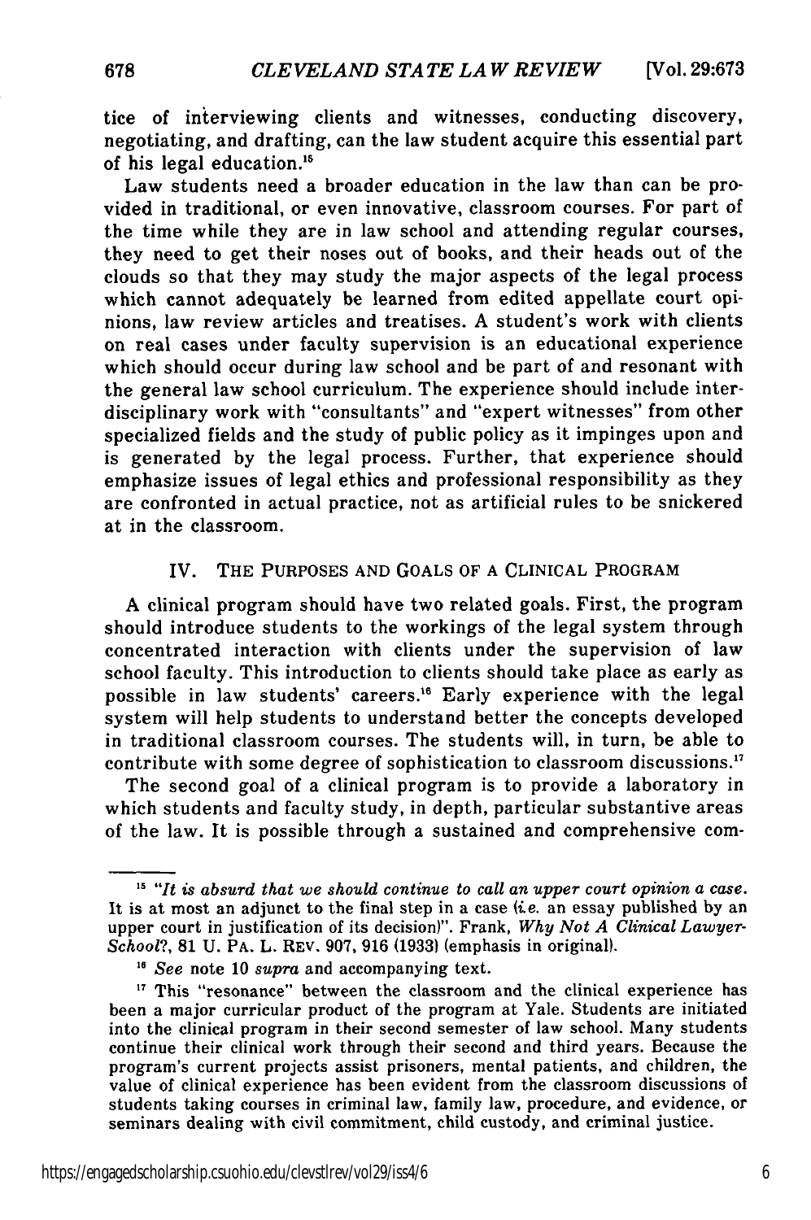tice of interviewing clients and witnesses, conducting discovery, negotiating, and drafting, can the law student acquire this essential part of his legal education.[15]

Law students need a broader education in the law than can be provided in traditional, or even innovative, classroom courses. For part of the time while they are in law school and attending regular courses, they need to get their noses out of books, and their heads out of the clouds so that they may study the major aspects of the legal process which cannot adequately be learned from edited appellate court opinions, law review articles and treatises. A student's work with clients on real cases under faculty supervision is an educational experience which should occur during law school and be part of and resonant with the general law school curriculum. The experience should include interdisciplinary work with "consultants" and "expert witnesses" from other specialized fields and the study of public policy as it impinges upon and is generated by the legal process. Further, that experience should emphasize issues of legal ethics and professional responsibility as they are confronted in actual practice, not as artificial rules to be snickered at in the classroom.

## IV. THE PURPOSES AND GOALS OF A CLINICAL PROGRAM

A clinical program should have two related goals. First, the program should introduce students to the workings of the legal system through concentrated interaction with clients under the supervision of law school faculty. This introduction to clients should take place as early as possible in law students' careers.[16] Early experience with the legal system will help students to understand better the concepts developed in traditional classroom courses. The students will, in turn, be able to contribute with some degree of sophistication to classroom discussions.[17]

The second goal of a clinical program is to provide a laboratory in which students and faculty study, in depth, particular substantive areas of the law. It is possible through a sustained and comprehensive com-

---

[15] "*It is absurd that we should continue to call an upper court opinion a case.* It is at most an adjunct to the final step in a case (*i.e.* an essay published by an upper court in justification of its decision)". Frank, *Why Not A Clinical Lawyer-School?*, 81 U. PA. L. REV. 907, 916 (1933) (emphasis in original).

[16] *See* note 10 *supra* and accompanying text.

[17] This "resonance" between the classroom and the clinical experience has been a major curricular product of the program at Yale. Students are initiated into the clinical program in their second semester of law school. Many students continue their clinical work through their second and third years. Because the program's current projects assist prisoners, mental patients, and children, the value of clinical experience has been evident from the classroom discussions of students taking courses in criminal law, family law, procedure, and evidence, or seminars dealing with civil commitment, child custody, and criminal justice.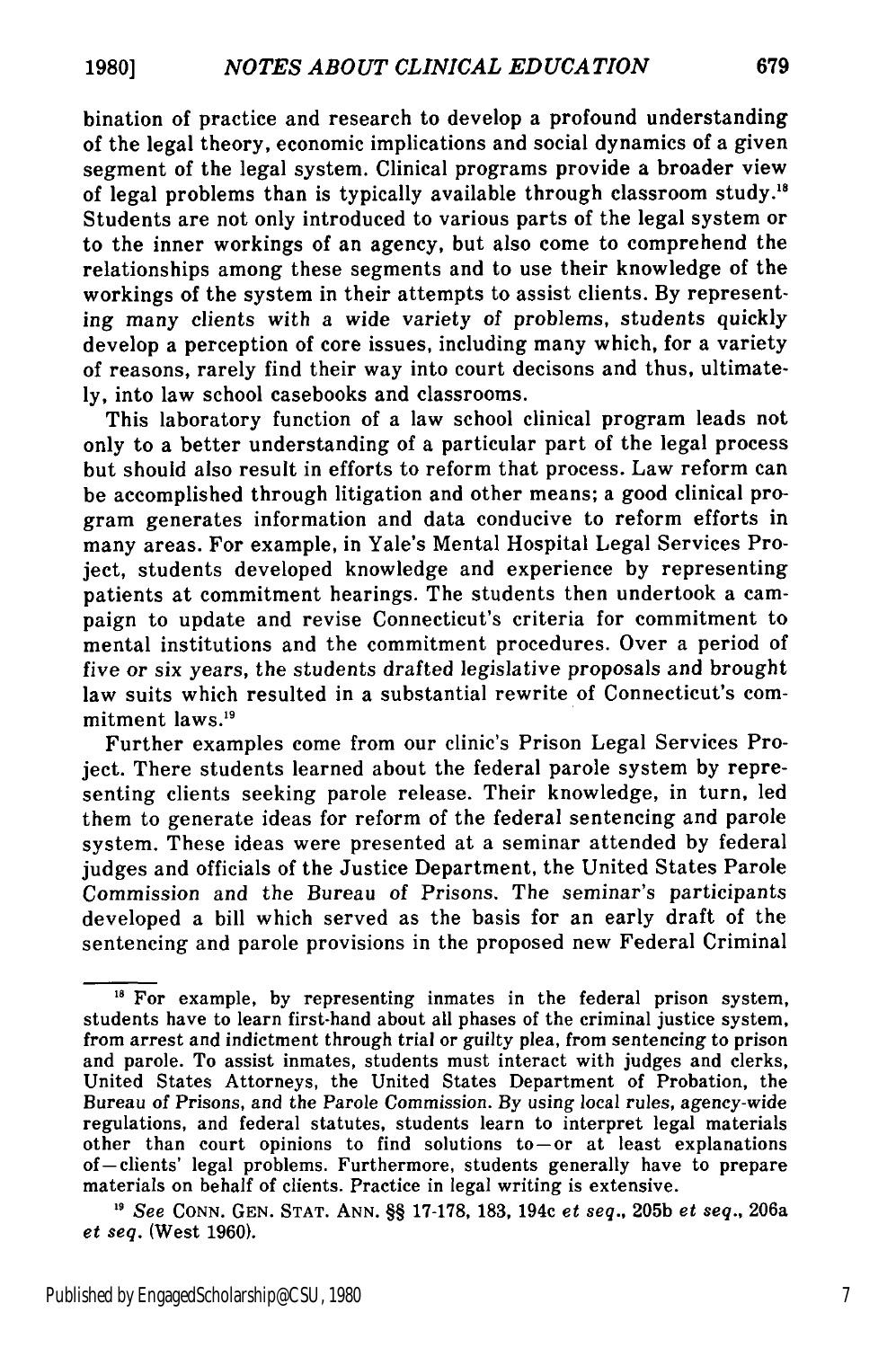bination of practice and research to develop a profound understanding of the legal theory, economic implications and social dynamics of a given segment of the legal system. Clinical programs provide a broader view of legal problems than is typically available through classroom study.[18] Students are not only introduced to various parts of the legal system or to the inner workings of an agency, but also come to comprehend the relationships among these segments and to use their knowledge of the workings of the system in their attempts to assist clients. By representing many clients with a wide variety of problems, students quickly develop a perception of core issues, including many which, for a variety of reasons, rarely find their way into court decisons and thus, ultimately, into law school casebooks and classrooms.

This laboratory function of a law school clinical program leads not only to a better understanding of a particular part of the legal process but should also result in efforts to reform that process. Law reform can be accomplished through litigation and other means; a good clinical program generates information and data conducive to reform efforts in many areas. For example, in Yale's Mental Hospital Legal Services Project, students developed knowledge and experience by representing patients at commitment hearings. The students then undertook a campaign to update and revise Connecticut's criteria for commitment to mental institutions and the commitment procedures. Over a period of five or six years, the students drafted legislative proposals and brought law suits which resulted in a substantial rewrite of Connecticut's commitment laws.[19]

Further examples come from our clinic's Prison Legal Services Project. There students learned about the federal parole system by representing clients seeking parole release. Their knowledge, in turn, led them to generate ideas for reform of the federal sentencing and parole system. These ideas were presented at a seminar attended by federal judges and officials of the Justice Department, the United States Parole Commission and the Bureau of Prisons. The seminar's participants developed a bill which served as the basis for an early draft of the sentencing and parole provisions in the proposed new Federal Criminal

---

[18] For example, by representing inmates in the federal prison system, students have to learn first-hand about all phases of the criminal justice system, from arrest and indictment through trial or guilty plea, from sentencing to prison and parole. To assist inmates, students must interact with judges and clerks, United States Attorneys, the United States Department of Probation, the Bureau of Prisons, and the Parole Commission. By using local rules, agency-wide regulations, and federal statutes, students learn to interpret legal materials other than court opinions to find solutions to—or at least explanations of—clients' legal problems. Furthermore, students generally have to prepare materials on behalf of clients. Practice in legal writing is extensive.

[19] *See* CONN. GEN. STAT. ANN. §§ 17-178, 183, 194c *et seq.*, 205b *et seq.*, 206a *et seq.* (West 1960).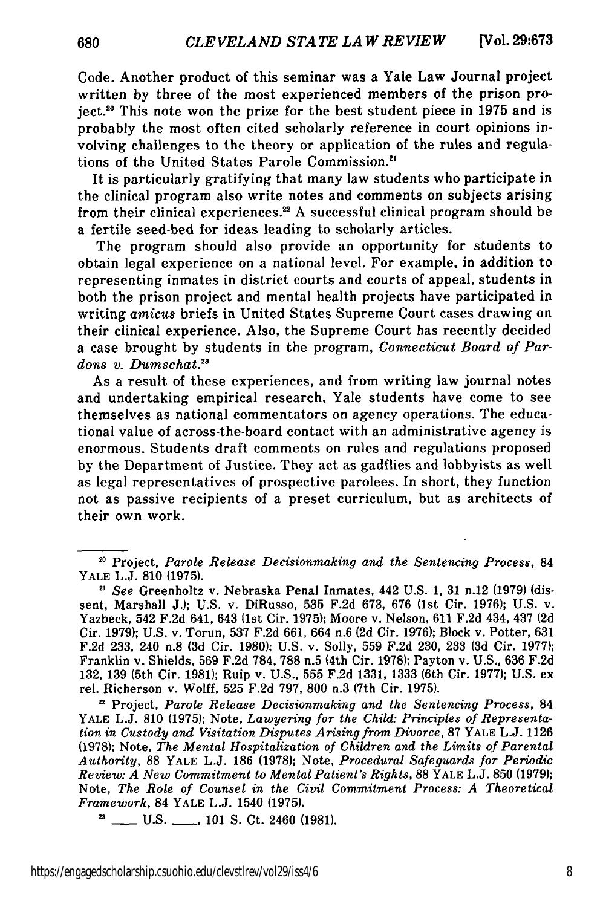Code. Another product of this seminar was a Yale Law Journal project written by three of the most experienced members of the prison project.[20] This note won the prize for the best student piece in 1975 and is probably the most often cited scholarly reference in court opinions involving challenges to the theory or application of the rules and regulations of the United States Parole Commission.[21]

It is particularly gratifying that many law students who participate in the clinical program also write notes and comments on subjects arising from their clinical experiences.[22] A successful clinical program should be a fertile seed-bed for ideas leading to scholarly articles.

The program should also provide an opportunity for students to obtain legal experience on a national level. For example, in addition to representing inmates in district courts and courts of appeal, students in both the prison project and mental health projects have participated in writing *amicus* briefs in United States Supreme Court cases drawing on their clinical experience. Also, the Supreme Court has recently decided a case brought by students in the program, *Connecticut Board of Pardons v. Dumschat*.[23]

As a result of these experiences, and from writing law journal notes and undertaking empirical research, Yale students have come to see themselves as national commentators on agency operations. The educational value of across-the-board contact with an administrative agency is enormous. Students draft comments on rules and regulations proposed by the Department of Justice. They act as gadflies and lobbyists as well as legal representatives of prospective parolees. In short, they function not as passive recipients of a preset curriculum, but as architects of their own work.

---

[20] Project, *Parole Release Decisionmaking and the Sentencing Process*, 84 YALE L.J. 810 (1975).

[21] *See* Greenholtz v. Nebraska Penal Inmates, 442 U.S. 1, 31 n.12 (1979) (dissent, Marshall J.); U.S. v. DiRusso, 535 F.2d 673, 676 (1st Cir. 1976); U.S. v. Yazbeck, 542 F.2d 641, 643 (1st Cir. 1975); Moore v. Nelson, 611 F.2d 434, 437 (2d Cir. 1979); U.S. v. Torun, 537 F.2d 661, 664 n.6 (2d Cir. 1976); Block v. Potter, 631 F.2d 233, 240 n.8 (3d Cir. 1980); U.S. v. Solly, 559 F.2d 230, 233 (3d Cir. 1977); Franklin v. Shields, 569 F.2d 784, 788 n.5 (4th Cir. 1978); Payton v. U.S., 636 F.2d 132, 139 (5th Cir. 1981); Ruip v. U.S., 555 F.2d 1331, 1333 (6th Cir. 1977); U.S. ex rel. Richerson v. Wolff, 525 F.2d 797, 800 n.3 (7th Cir. 1975).

[22] Project, *Parole Release Decisionmaking and the Sentencing Process*, 84 YALE L.J. 810 (1975); Note, *Lawyering for the Child: Principles of Representation in Custody and Visitation Disputes Arising from Divorce*, 87 YALE L.J. 1126 (1978); Note, *The Mental Hospitalization of Children and the Limits of Parental Authority*, 88 YALE L.J. 186 (1978); Note, *Procedural Safeguards for Periodic Review: A New Commitment to Mental Patient's Rights*, 88 YALE L.J. 850 (1979); Note, *The Role of Counsel in the Civil Commitment Process: A Theoretical Framework*, 84 YALE L.J. 1540 (1975).

[23] ___ U.S. ___, 101 S. Ct. 2460 (1981).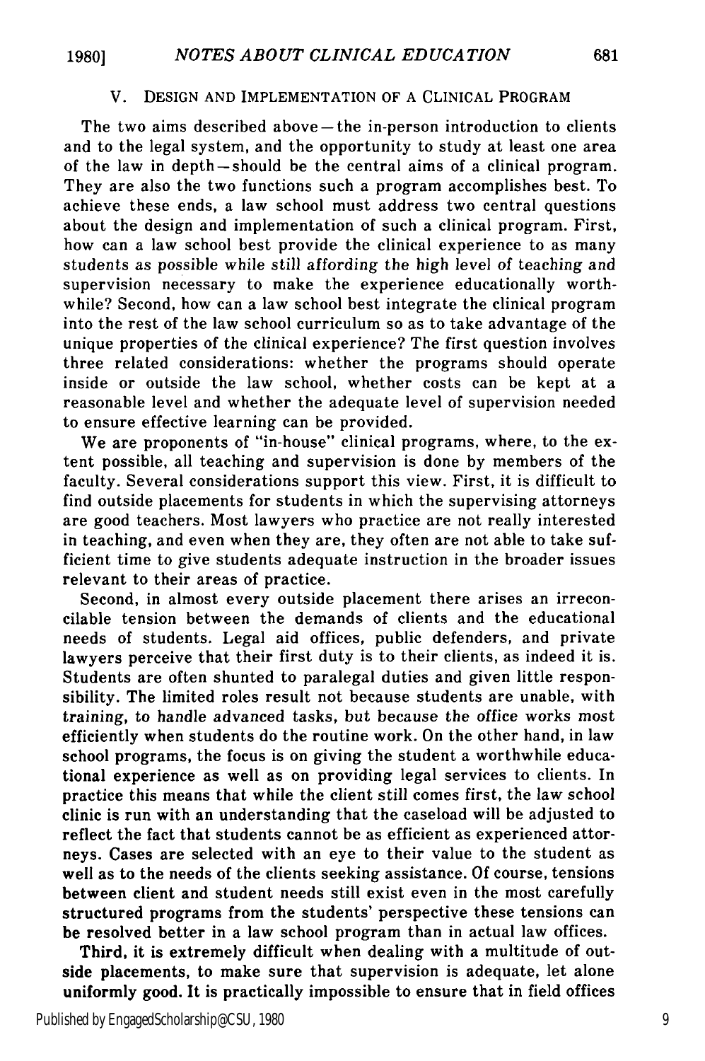## V. DESIGN AND IMPLEMENTATION OF A CLINICAL PROGRAM

The two aims described above—the in-person introduction to clients and to the legal system, and the opportunity to study at least one area of the law in depth—should be the central aims of a clinical program. They are also the two functions such a program accomplishes best. To achieve these ends, a law school must address two central questions about the design and implementation of such a clinical program. First, how can a law school best provide the clinical experience to as many students as possible while still affording the high level of teaching and supervision necessary to make the experience educationally worthwhile? Second, how can a law school best integrate the clinical program into the rest of the law school curriculum so as to take advantage of the unique properties of the clinical experience? The first question involves three related considerations: whether the programs should operate inside or outside the law school, whether costs can be kept at a reasonable level and whether the adequate level of supervision needed to ensure effective learning can be provided.

We are proponents of "in-house" clinical programs, where, to the extent possible, all teaching and supervision is done by members of the faculty. Several considerations support this view. First, it is difficult to find outside placements for students in which the supervising attorneys are good teachers. Most lawyers who practice are not really interested in teaching, and even when they are, they often are not able to take sufficient time to give students adequate instruction in the broader issues relevant to their areas of practice.

Second, in almost every outside placement there arises an irreconcilable tension between the demands of clients and the educational needs of students. Legal aid offices, public defenders, and private lawyers perceive that their first duty is to their clients, as indeed it is. Students are often shunted to paralegal duties and given little responsibility. The limited roles result not because students are unable, with training, to handle advanced tasks, but because the office works most efficiently when students do the routine work. On the other hand, in law school programs, the focus is on giving the student a worthwhile educational experience as well as on providing legal services to clients. In practice this means that while the client still comes first, the law school clinic is run with an understanding that the caseload will be adjusted to reflect the fact that students cannot be as efficient as experienced attorneys. Cases are selected with an eye to their value to the student as well as to the needs of the clients seeking assistance. Of course, tensions between client and student needs still exist even in the most carefully structured programs from the students' perspective these tensions can be resolved better in a law school program than in actual law offices.

Third, it is extremely difficult when dealing with a multitude of outside placements, to make sure that supervision is adequate, let alone uniformly good. It is practically impossible to ensure that in field offices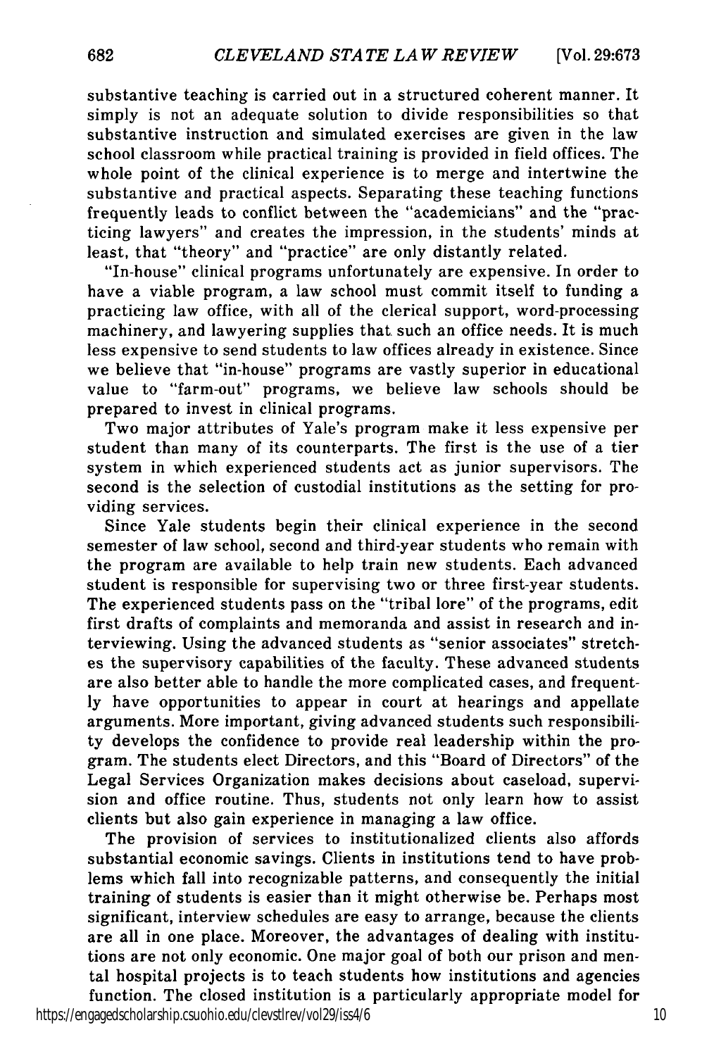substantive teaching is carried out in a structured coherent manner. It simply is not an adequate solution to divide responsibilities so that substantive instruction and simulated exercises are given in the law school classroom while practical training is provided in field offices. The whole point of the clinical experience is to merge and intertwine the substantive and practical aspects. Separating these teaching functions frequently leads to conflict between the "academicians" and the "practicing lawyers" and creates the impression, in the students' minds at least, that "theory" and "practice" are only distantly related.

"In-house" clinical programs unfortunately are expensive. In order to have a viable program, a law school must commit itself to funding a practicing law office, with all of the clerical support, word-processing machinery, and lawyering supplies that such an office needs. It is much less expensive to send students to law offices already in existence. Since we believe that "in-house" programs are vastly superior in educational value to "farm-out" programs, we believe law schools should be prepared to invest in clinical programs.

Two major attributes of Yale's program make it less expensive per student than many of its counterparts. The first is the use of a tier system in which experienced students act as junior supervisors. The second is the selection of custodial institutions as the setting for providing services.

Since Yale students begin their clinical experience in the second semester of law school, second and third-year students who remain with the program are available to help train new students. Each advanced student is responsible for supervising two or three first-year students. The experienced students pass on the "tribal lore" of the programs, edit first drafts of complaints and memoranda and assist in research and interviewing. Using the advanced students as "senior associates" stretches the supervisory capabilities of the faculty. These advanced students are also better able to handle the more complicated cases, and frequently have opportunities to appear in court at hearings and appellate arguments. More important, giving advanced students such responsibility develops the confidence to provide real leadership within the program. The students elect Directors, and this "Board of Directors" of the Legal Services Organization makes decisions about caseload, supervision and office routine. Thus, students not only learn how to assist clients but also gain experience in managing a law office.

The provision of services to institutionalized clients also affords substantial economic savings. Clients in institutions tend to have problems which fall into recognizable patterns, and consequently the initial training of students is easier than it might otherwise be. Perhaps most significant, interview schedules are easy to arrange, because the clients are all in one place. Moreover, the advantages of dealing with institutions are not only economic. One major goal of both our prison and mental hospital projects is to teach students how institutions and agencies function. The closed institution is a particularly appropriate model for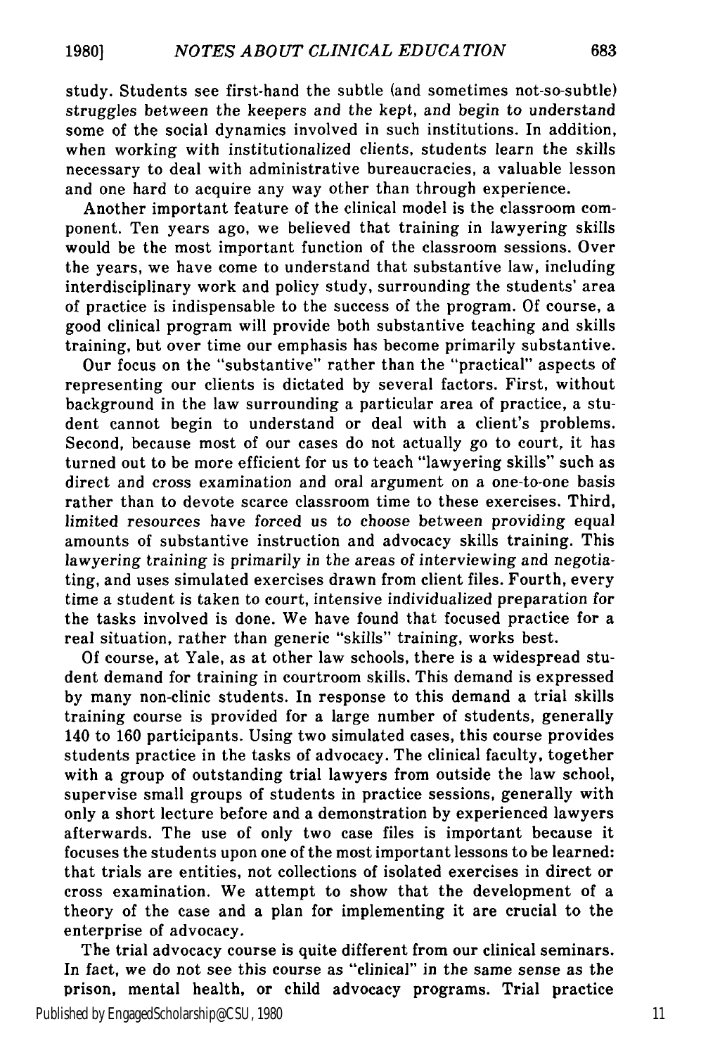study. Students see first-hand the subtle (and sometimes not-so-subtle) struggles between the keepers and the kept, and begin to understand some of the social dynamics involved in such institutions. In addition, when working with institutionalized clients, students learn the skills necessary to deal with administrative bureaucracies, a valuable lesson and one hard to acquire any way other than through experience.

Another important feature of the clinical model is the classroom component. Ten years ago, we believed that training in lawyering skills would be the most important function of the classroom sessions. Over the years, we have come to understand that substantive law, including interdisciplinary work and policy study, surrounding the students' area of practice is indispensable to the success of the program. Of course, a good clinical program will provide both substantive teaching and skills training, but over time our emphasis has become primarily substantive.

Our focus on the "substantive" rather than the "practical" aspects of representing our clients is dictated by several factors. First, without background in the law surrounding a particular area of practice, a student cannot begin to understand or deal with a client's problems. Second, because most of our cases do not actually go to court, it has turned out to be more efficient for us to teach "lawyering skills" such as direct and cross examination and oral argument on a one-to-one basis rather than to devote scarce classroom time to these exercises. Third, limited resources have forced us to choose between providing equal amounts of substantive instruction and advocacy skills training. This lawyering training is primarily in the areas of interviewing and negotiating, and uses simulated exercises drawn from client files. Fourth, every time a student is taken to court, intensive individualized preparation for the tasks involved is done. We have found that focused practice for a real situation, rather than generic "skills" training, works best.

Of course, at Yale, as at other law schools, there is a widespread student demand for training in courtroom skills. This demand is expressed by many non-clinic students. In response to this demand a trial skills training course is provided for a large number of students, generally 140 to 160 participants. Using two simulated cases, this course provides students practice in the tasks of advocacy. The clinical faculty, together with a group of outstanding trial lawyers from outside the law school, supervise small groups of students in practice sessions, generally with only a short lecture before and a demonstration by experienced lawyers afterwards. The use of only two case files is important because it focuses the students upon one of the most important lessons to be learned: that trials are entities, not collections of isolated exercises in direct or cross examination. We attempt to show that the development of a theory of the case and a plan for implementing it are crucial to the enterprise of advocacy.

The trial advocacy course is quite different from our clinical seminars. In fact, we do not see this course as "clinical" in the same sense as the prison, mental health, or child advocacy programs. Trial practice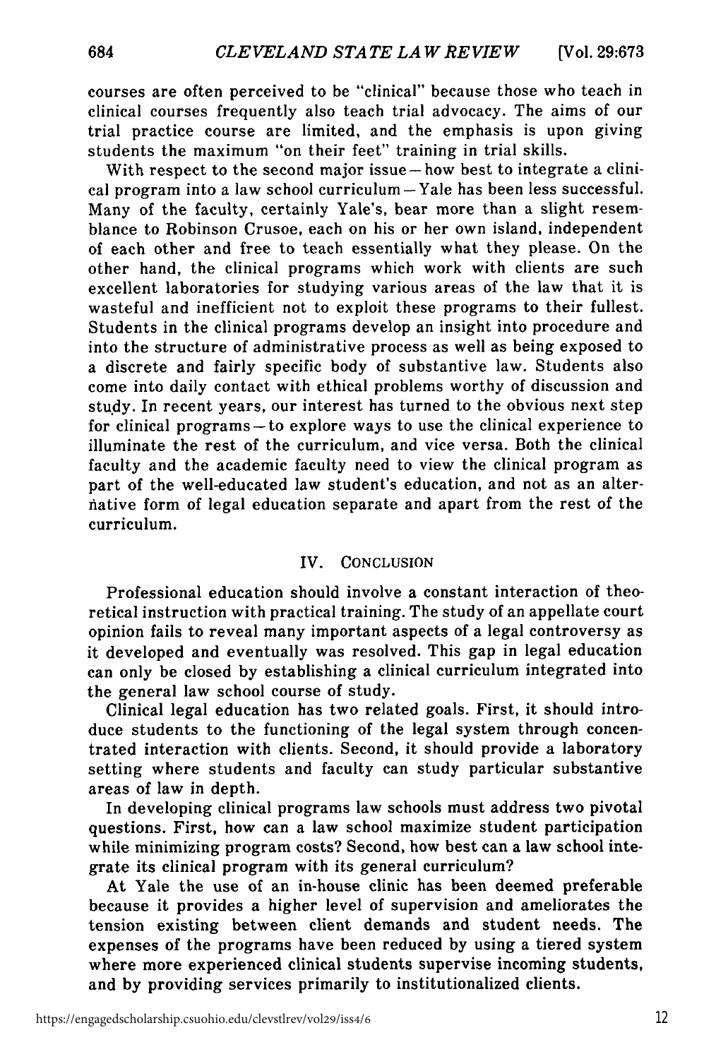courses are often perceived to be "clinical" because those who teach in clinical courses frequently also teach trial advocacy. The aims of our trial practice course are limited, and the emphasis is upon giving students the maximum "on their feet" training in trial skills.

With respect to the second major issue—how best to integrate a clinical program into a law school curriculum—Yale has been less successful. Many of the faculty, certainly Yale's, bear more than a slight resemblance to Robinson Crusoe, each on his or her own island, independent of each other and free to teach essentially what they please. On the other hand, the clinical programs which work with clients are such excellent laboratories for studying various areas of the law that it is wasteful and inefficient not to exploit these programs to their fullest. Students in the clinical programs develop an insight into procedure and into the structure of administrative process as well as being exposed to a discrete and fairly specific body of substantive law. Students also come into daily contact with ethical problems worthy of discussion and study. In recent years, our interest has turned to the obvious next step for clinical programs—to explore ways to use the clinical experience to illuminate the rest of the curriculum, and vice versa. Both the clinical faculty and the academic faculty need to view the clinical program as part of the well-educated law student's education, and not as an alternative form of legal education separate and apart from the rest of the curriculum.

## IV. Conclusion

Professional education should involve a constant interaction of theoretical instruction with practical training. The study of an appellate court opinion fails to reveal many important aspects of a legal controversy as it developed and eventually was resolved. This gap in legal education can only be closed by establishing a clinical curriculum integrated into the general law school course of study.

Clinical legal education has two related goals. First, it should introduce students to the functioning of the legal system through concentrated interaction with clients. Second, it should provide a laboratory setting where students and faculty can study particular substantive areas of law in depth.

In developing clinical programs law schools must address two pivotal questions. First, how can a law school maximize student participation while minimizing program costs? Second, how best can a law school integrate its clinical program with its general curriculum?

At Yale the use of an in-house clinic has been deemed preferable because it provides a higher level of supervision and ameliorates the tension existing between client demands and student needs. The expenses of the programs have been reduced by using a tiered system where more experienced clinical students supervise incoming students, and by providing services primarily to institutionalized clients.